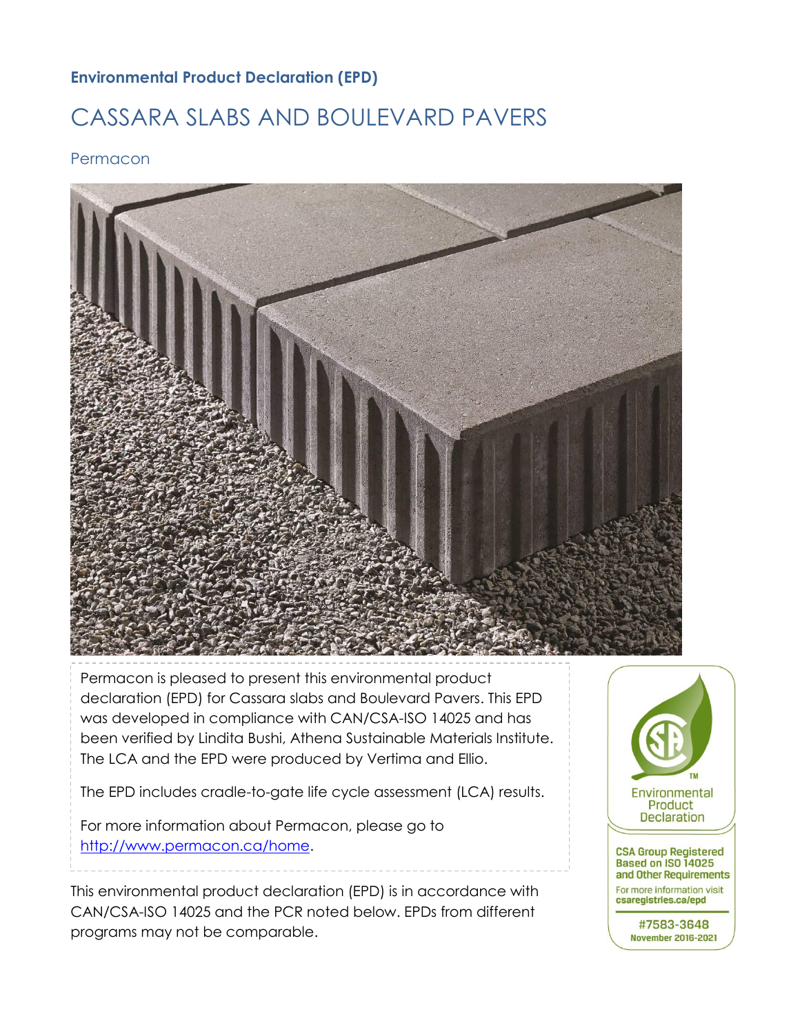**Environmental Product Declaration (EPD)**

# CASSARA SLABS AND BOULEVARD PAVERS

## Permacon

Permacon is pleased to present this environmental product declaration (EPD) for Cassara slabs and Boulevard Pavers. This EPD was developed in compliance with CAN/CSA-ISO 14025 and has been verified by Lindita Bushi, Athena Sustainable Materials Institute. The LCA and the EPD were produced by Vertima and Ellio.

The EPD includes cradle-to-gate life cycle assessment (LCA) results.

For more information about Permacon, please go to [http://www.permacon.ca/home](http://www.permacon.ca/home).

This environmental product declaration (EPD) is in accordance with CAN/CSA-ISO 14025 and the PCR noted below. EPDs from different programs may not be comparable.

Environmental Product Declaration

CSA Group Registered Based on ISO 14025 and Other Requirements

For more information visit csaregistries.ca/epd

#7583-3648

November 2016-2021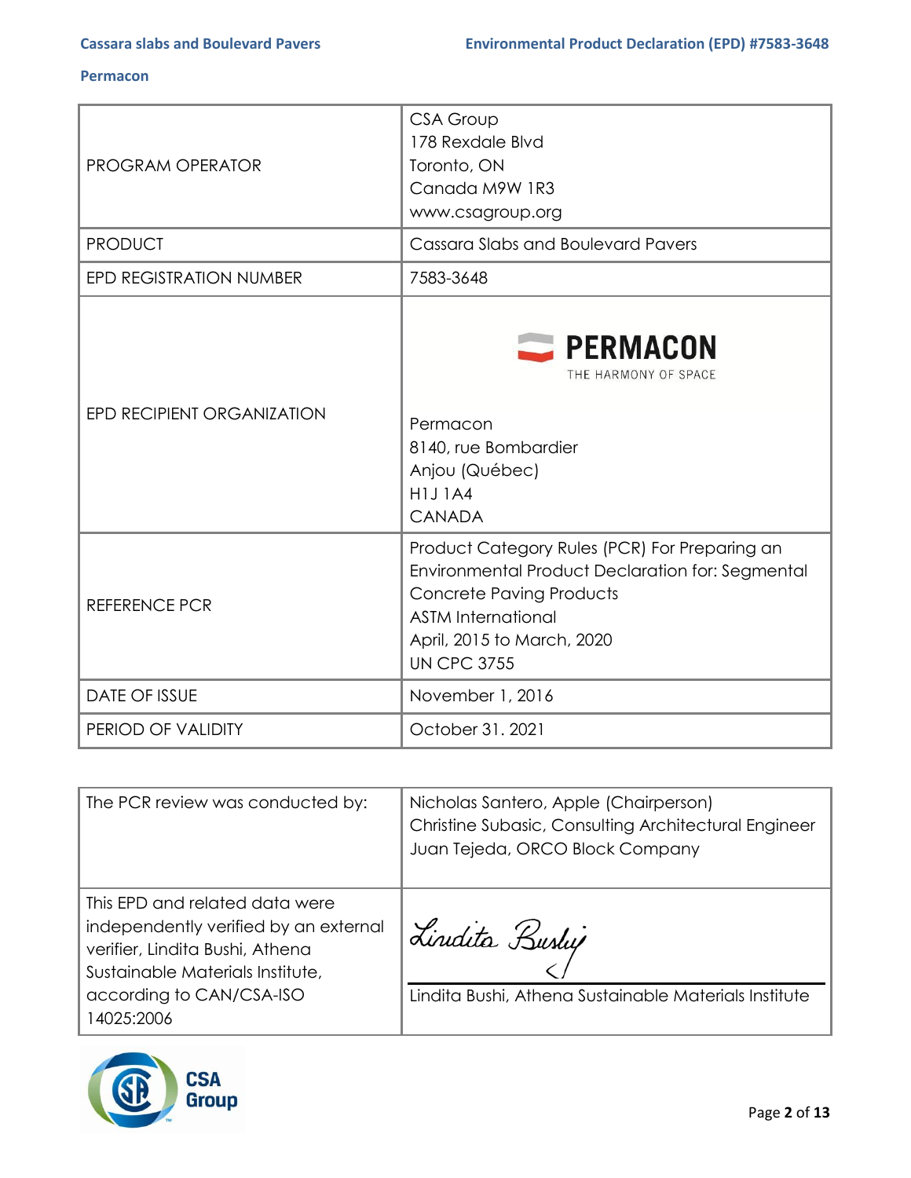| | |
|---|---|
| PROGRAM OPERATOR | CSA Group<br>178 Rexdale Blvd<br>Toronto, ON<br>Canada M9W 1R3<br>www.csagroup.org |
| PRODUCT | Cassara Slabs and Boulevard Pavers |
| EPD REGISTRATION NUMBER | 7583-3648 |
| EPD RECIPIENT ORGANIZATION | PERMACON<br>THE HARMONY OF SPACE<br><br>Permacon<br>8140, rue Bombardier<br>Anjou (Québec)<br>H1J 1A4<br>CANADA |
| REFERENCE PCR | Product Category Rules (PCR) For Preparing an Environmental Product Declaration for: Segmental Concrete Paving Products<br>ASTM International<br>April, 2015 to March, 2020<br>UN CPC 3755 |
| DATE OF ISSUE | November 1, 2016 |
| PERIOD OF VALIDITY | October 31. 2021 |

| | |
|---|---|
| The PCR review was conducted by: | Nicholas Santero, Apple (Chairperson)<br>Christine Subasic, Consulting Architectural Engineer<br>Juan Tejeda, ORCO Block Company |
| This EPD and related data were independently verified by an external verifier, Lindita Bushi, Athena Sustainable Materials Institute, according to CAN/CSA-ISO 14025:2006 | Lindita Bushi<br><br>Lindita Bushi, Athena Sustainable Materials Institute |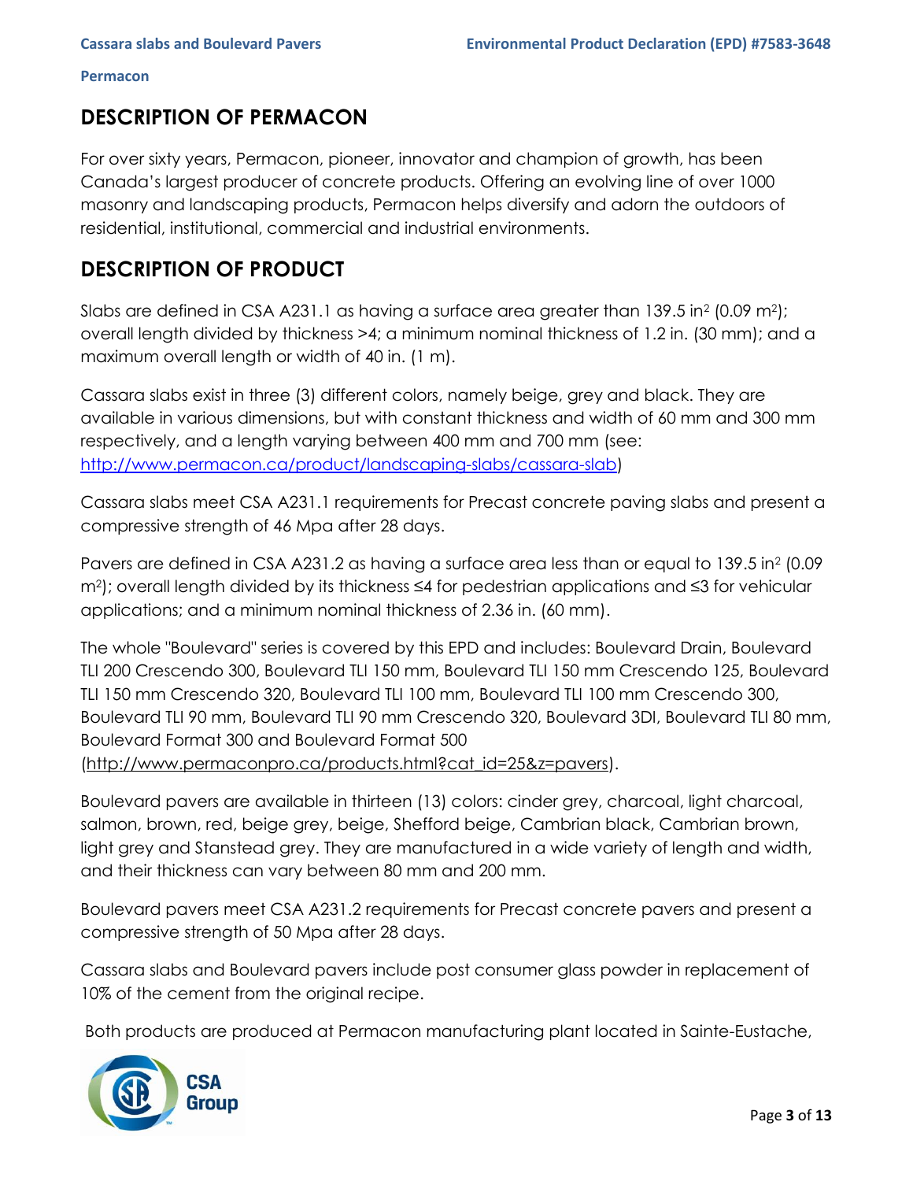## DESCRIPTION OF PERMACON

For over sixty years, Permacon, pioneer, innovator and champion of growth, has been Canada's largest producer of concrete products. Offering an evolving line of over 1000 masonry and landscaping products, Permacon helps diversify and adorn the outdoors of residential, institutional, commercial and industrial environments.

## DESCRIPTION OF PRODUCT

Slabs are defined in CSA A231.1 as having a surface area greater than 139.5 in$^2$ (0.09 m$^2$); overall length divided by thickness >4; a minimum nominal thickness of 1.2 in. (30 mm); and a maximum overall length or width of 40 in. (1 m).

Cassara slabs exist in three (3) different colors, namely beige, grey and black. They are available in various dimensions, but with constant thickness and width of 60 mm and 300 mm respectively, and a length varying between 400 mm and 700 mm (see: [http://www.permacon.ca/product/landscaping-slabs/cassara-slab](http://www.permacon.ca/product/landscaping-slabs/cassara-slab))

Cassara slabs meet CSA A231.1 requirements for Precast concrete paving slabs and present a compressive strength of 46 Mpa after 28 days.

Pavers are defined in CSA A231.2 as having a surface area less than or equal to 139.5 in$^2$ (0.09 m$^2$); overall length divided by its thickness ≤4 for pedestrian applications and ≤3 for vehicular applications; and a minimum nominal thickness of 2.36 in. (60 mm).

The whole "Boulevard" series is covered by this EPD and includes: Boulevard Drain, Boulevard TLI 200 Crescendo 300, Boulevard TLI 150 mm, Boulevard TLI 150 mm Crescendo 125, Boulevard TLI 150 mm Crescendo 320, Boulevard TLI 100 mm, Boulevard TLI 100 mm Crescendo 300, Boulevard TLI 90 mm, Boulevard TLI 90 mm Crescendo 320, Boulevard 3DI, Boulevard TLI 80 mm, Boulevard Format 300 and Boulevard Format 500 ([http://www.permaconpro.ca/products.html?cat_id=25&z=pavers](http://www.permaconpro.ca/products.html?cat_id=25&z=pavers)).

Boulevard pavers are available in thirteen (13) colors: cinder grey, charcoal, light charcoal, salmon, brown, red, beige grey, beige, Shefford beige, Cambrian black, Cambrian brown, light grey and Stanstead grey. They are manufactured in a wide variety of length and width, and their thickness can vary between 80 mm and 200 mm.

Boulevard pavers meet CSA A231.2 requirements for Precast concrete pavers and present a compressive strength of 50 Mpa after 28 days.

Cassara slabs and Boulevard pavers include post consumer glass powder in replacement of 10% of the cement from the original recipe.

Both products are produced at Permacon manufacturing plant located in Sainte-Eustache,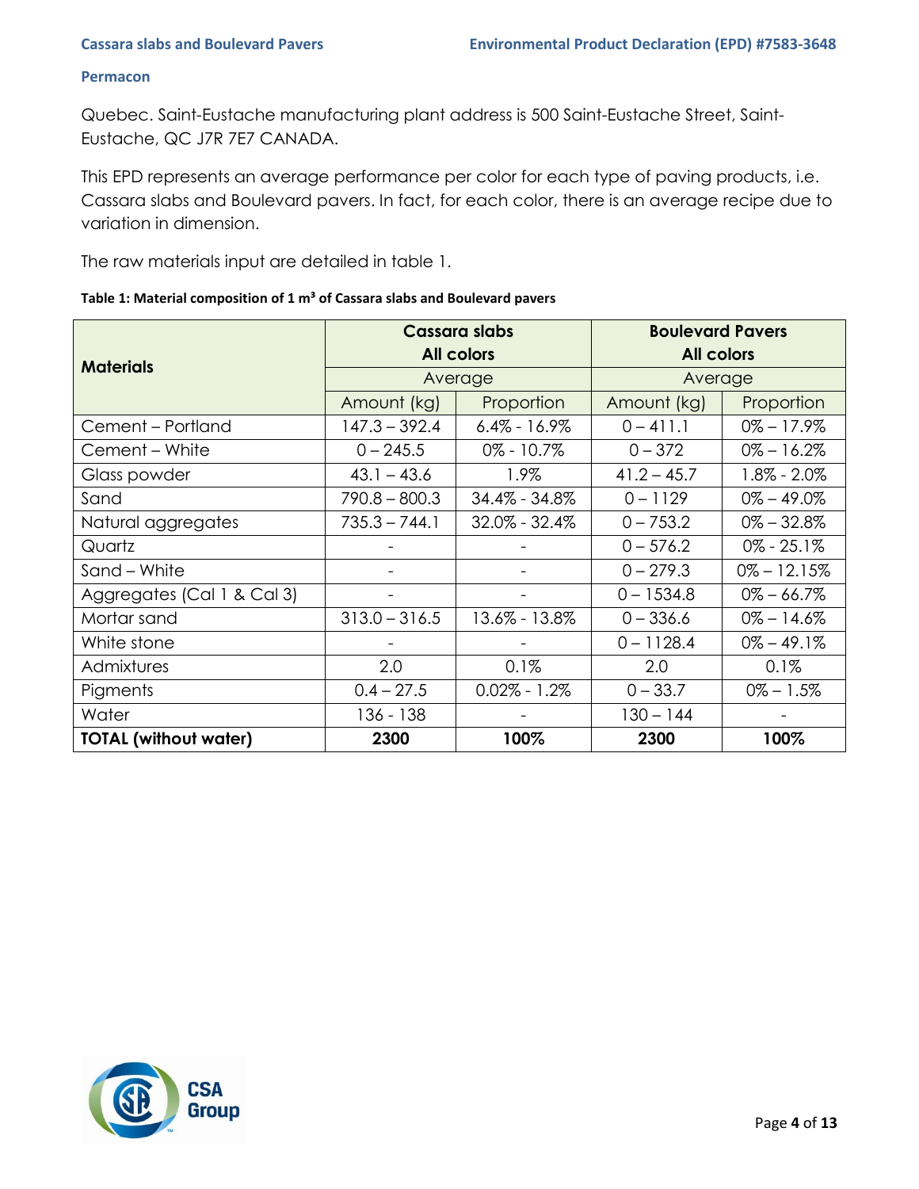Quebec. Saint-Eustache manufacturing plant address is 500 Saint-Eustache Street, Saint-Eustache, QC J7R 7E7 CANADA.

This EPD represents an average performance per color for each type of paving products, i.e. Cassara slabs and Boulevard pavers. In fact, for each color, there is an average recipe due to variation in dimension.

The raw materials input are detailed in table 1.

**Table 1: Material composition of 1 m³ of Cassara slabs and Boulevard pavers**

| Materials | Cassara slabs All colors | | Boulevard Pavers All colors | |
|---|---|---|---|---|
| | Average | | Average | |
| | Amount (kg) | Proportion | Amount (kg) | Proportion |
| Cement – Portland | 147.3 – 392.4 | 6.4% - 16.9% | 0 – 411.1 | 0% – 17.9% |
| Cement – White | 0 – 245.5 | 0% - 10.7% | 0 – 372 | 0% – 16.2% |
| Glass powder | 43.1 – 43.6 | 1.9% | 41.2 – 45.7 | 1.8% - 2.0% |
| Sand | 790.8 – 800.3 | 34.4% - 34.8% | 0 – 1129 | 0% – 49.0% |
| Natural aggregates | 735.3 – 744.1 | 32.0% - 32.4% | 0 – 753.2 | 0% – 32.8% |
| Quartz | - | - | 0 – 576.2 | 0% - 25.1% |
| Sand – White | - | - | 0 – 279.3 | 0% – 12.15% |
| Aggregates (Cal 1 & Cal 3) | - | - | 0 – 1534.8 | 0% – 66.7% |
| Mortar sand | 313.0 – 316.5 | 13.6% - 13.8% | 0 – 336.6 | 0% – 14.6% |
| White stone | - | - | 0 – 1128.4 | 0% – 49.1% |
| Admixtures | 2.0 | 0.1% | 2.0 | 0.1% |
| Pigments | 0.4 – 27.5 | 0.02% - 1.2% | 0 – 33.7 | 0% – 1.5% |
| Water | 136 - 138 | - | 130 – 144 | - |
| **TOTAL (without water)** | **2300** | **100%** | **2300** | **100%** |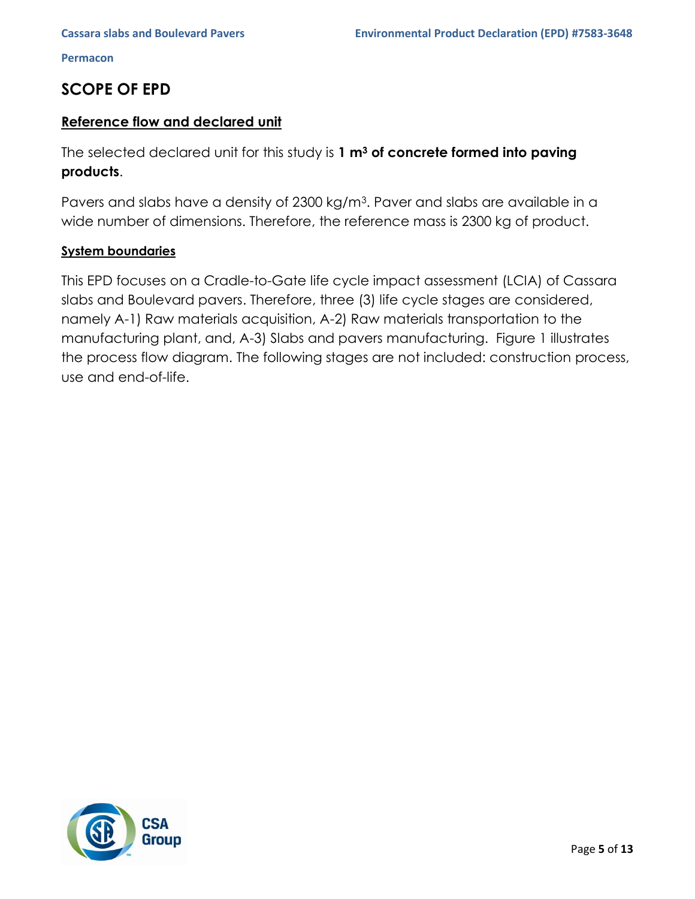# SCOPE OF EPD

## Reference flow and declared unit

The selected declared unit for this study is **1 m³ of concrete formed into paving products**.

Pavers and slabs have a density of 2300 kg/m³. Paver and slabs are available in a wide number of dimensions. Therefore, the reference mass is 2300 kg of product.

## System boundaries

This EPD focuses on a Cradle-to-Gate life cycle impact assessment (LCIA) of Cassara slabs and Boulevard pavers. Therefore, three (3) life cycle stages are considered, namely A-1) Raw materials acquisition, A-2) Raw materials transportation to the manufacturing plant, and, A-3) Slabs and pavers manufacturing. Figure 1 illustrates the process flow diagram. The following stages are not included: construction process, use and end-of-life.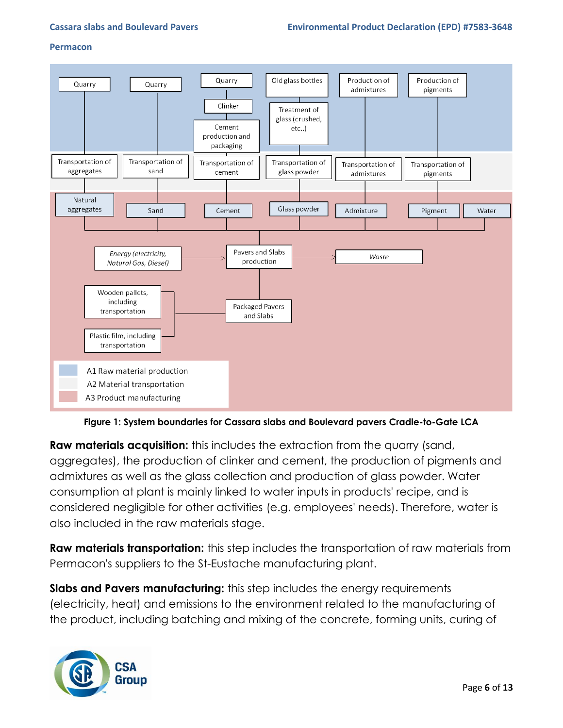**Figure 1: System boundaries for Cassara slabs and Boulevard pavers Cradle-to-Gate LCA**

**Raw materials acquisition:** this includes the extraction from the quarry (sand, aggregates), the production of clinker and cement, the production of pigments and admixtures as well as the glass collection and production of glass powder. Water consumption at plant is mainly linked to water inputs in products' recipe, and is considered negligible for other activities (e.g. employees' needs). Therefore, water is also included in the raw materials stage.

**Raw materials transportation:** this step includes the transportation of raw materials from Permacon's suppliers to the St-Eustache manufacturing plant.

**Slabs and Pavers manufacturing:** this step includes the energy requirements (electricity, heat) and emissions to the environment related to the manufacturing of the product, including batching and mixing of the concrete, forming units, curing of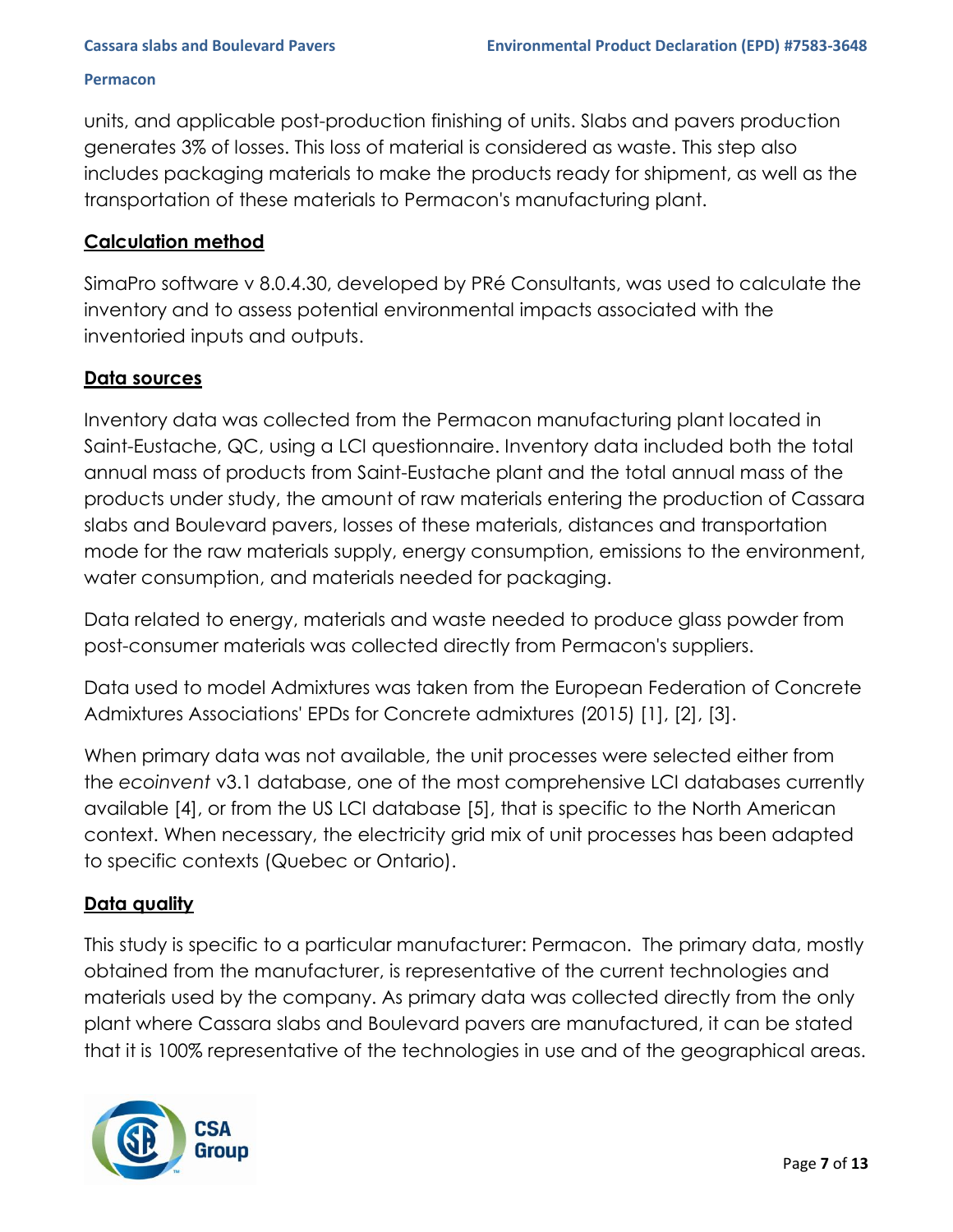units, and applicable post-production finishing of units. Slabs and pavers production generates 3% of losses. This loss of material is considered as waste. This step also includes packaging materials to make the products ready for shipment, as well as the transportation of these materials to Permacon's manufacturing plant.

## Calculation method

SimaPro software v 8.0.4.30, developed by PRé Consultants, was used to calculate the inventory and to assess potential environmental impacts associated with the inventoried inputs and outputs.

## Data sources

Inventory data was collected from the Permacon manufacturing plant located in Saint-Eustache, QC, using a LCI questionnaire. Inventory data included both the total annual mass of products from Saint-Eustache plant and the total annual mass of the products under study, the amount of raw materials entering the production of Cassara slabs and Boulevard pavers, losses of these materials, distances and transportation mode for the raw materials supply, energy consumption, emissions to the environment, water consumption, and materials needed for packaging.

Data related to energy, materials and waste needed to produce glass powder from post-consumer materials was collected directly from Permacon's suppliers.

Data used to model Admixtures was taken from the European Federation of Concrete Admixtures Associations' EPDs for Concrete admixtures (2015) [1], [2], [3].

When primary data was not available, the unit processes were selected either from the *ecoinvent* v3.1 database, one of the most comprehensive LCI databases currently available [4], or from the US LCI database [5], that is specific to the North American context. When necessary, the electricity grid mix of unit processes has been adapted to specific contexts (Quebec or Ontario).

## Data quality

This study is specific to a particular manufacturer: Permacon. The primary data, mostly obtained from the manufacturer, is representative of the current technologies and materials used by the company. As primary data was collected directly from the only plant where Cassara slabs and Boulevard pavers are manufactured, it can be stated that it is 100% representative of the technologies in use and of the geographical areas.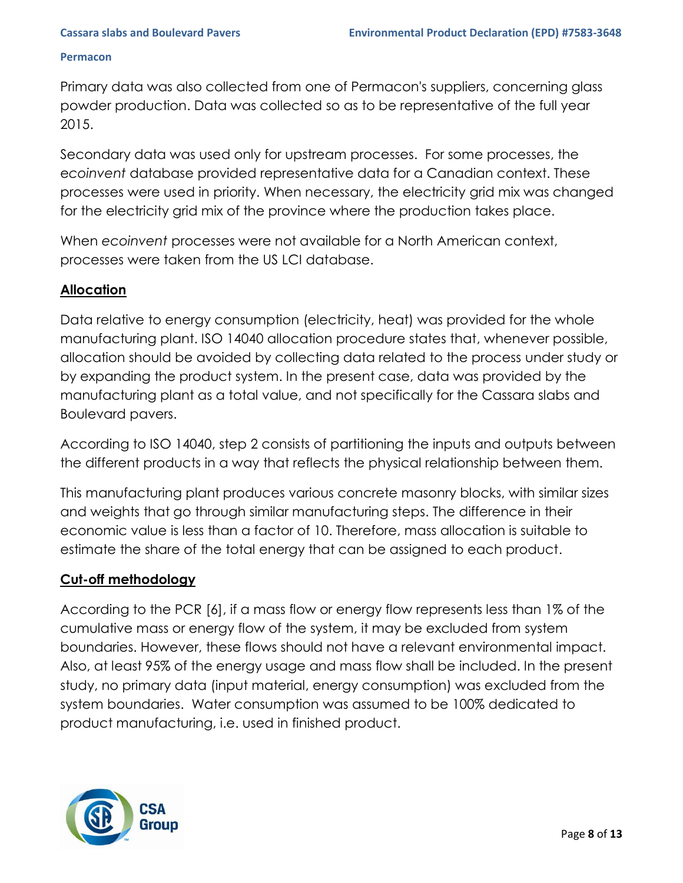Primary data was also collected from one of Permacon's suppliers, concerning glass powder production. Data was collected so as to be representative of the full year 2015.

Secondary data was used only for upstream processes. For some processes, the *ecoinvent* database provided representative data for a Canadian context. These processes were used in priority. When necessary, the electricity grid mix was changed for the electricity grid mix of the province where the production takes place.

When *ecoinvent* processes were not available for a North American context, processes were taken from the US LCI database.

## Allocation

Data relative to energy consumption (electricity, heat) was provided for the whole manufacturing plant. ISO 14040 allocation procedure states that, whenever possible, allocation should be avoided by collecting data related to the process under study or by expanding the product system. In the present case, data was provided by the manufacturing plant as a total value, and not specifically for the Cassara slabs and Boulevard pavers.

According to ISO 14040, step 2 consists of partitioning the inputs and outputs between the different products in a way that reflects the physical relationship between them.

This manufacturing plant produces various concrete masonry blocks, with similar sizes and weights that go through similar manufacturing steps. The difference in their economic value is less than a factor of 10. Therefore, mass allocation is suitable to estimate the share of the total energy that can be assigned to each product.

## Cut-off methodology

According to the PCR [6], if a mass flow or energy flow represents less than 1% of the cumulative mass or energy flow of the system, it may be excluded from system boundaries. However, these flows should not have a relevant environmental impact. Also, at least 95% of the energy usage and mass flow shall be included. In the present study, no primary data (input material, energy consumption) was excluded from the system boundaries. Water consumption was assumed to be 100% dedicated to product manufacturing, i.e. used in finished product.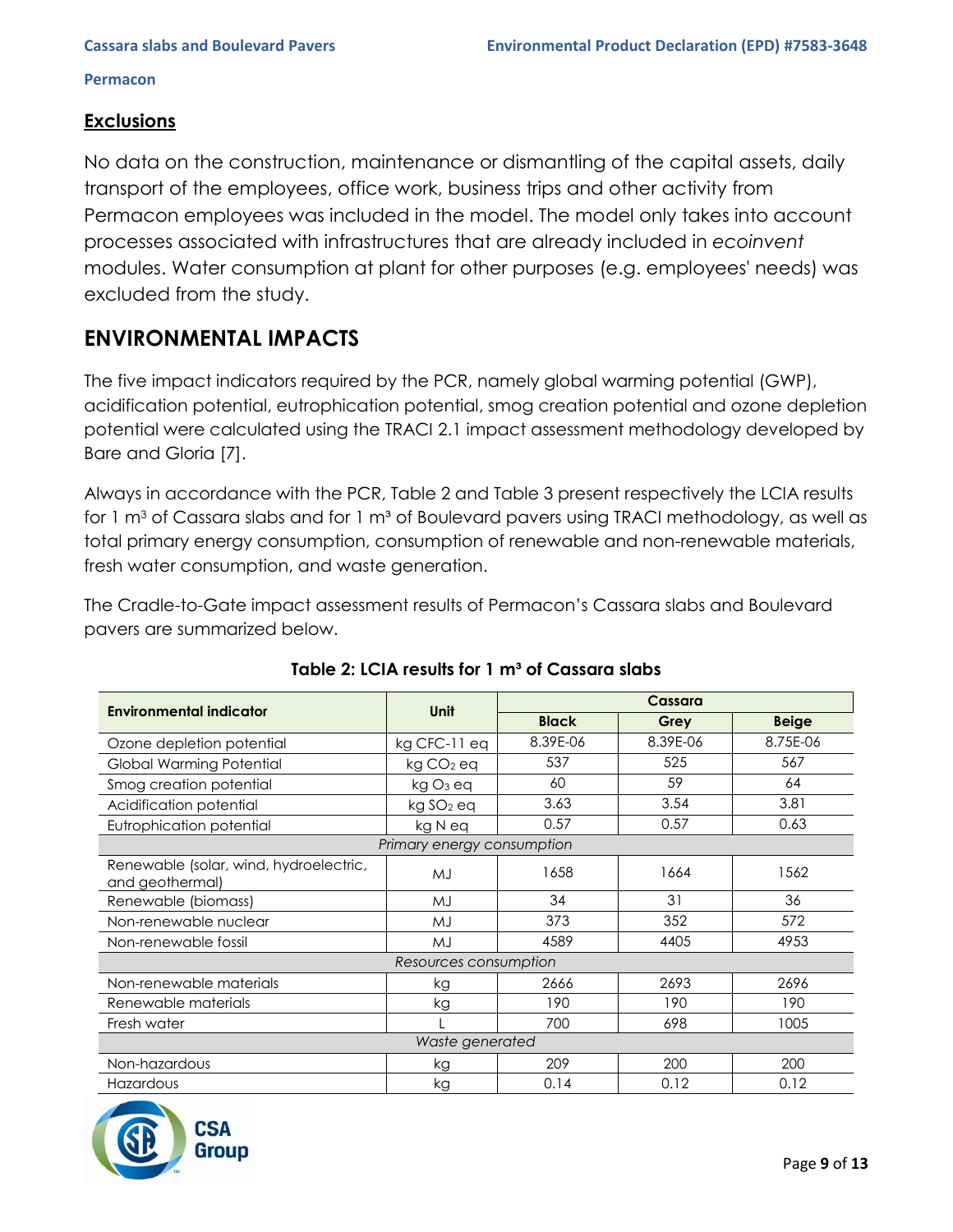## Exclusions

No data on the construction, maintenance or dismantling of the capital assets, daily transport of the employees, office work, business trips and other activity from Permacon employees was included in the model. The model only takes into account processes associated with infrastructures that are already included in *ecoinvent* modules. Water consumption at plant for other purposes (e.g. employees' needs) was excluded from the study.

# ENVIRONMENTAL IMPACTS

The five impact indicators required by the PCR, namely global warming potential (GWP), acidification potential, eutrophication potential, smog creation potential and ozone depletion potential were calculated using the TRACI 2.1 impact assessment methodology developed by Bare and Gloria [7].

Always in accordance with the PCR, Table 2 and Table 3 present respectively the LCIA results for 1 $m^3$ of Cassara slabs and for 1 $m^3$ of Boulevard pavers using TRACI methodology, as well as total primary energy consumption, consumption of renewable and non-renewable materials, fresh water consumption, and waste generation.

The Cradle-to-Gate impact assessment results of Permacon's Cassara slabs and Boulevard pavers are summarized below.

**Table 2: LCIA results for 1 m³ of Cassara slabs**

| Environmental indicator | Unit | Cassara | | |
|---|---|---|---|---|
| | | **Black** | **Grey** | **Beige** |
| Ozone depletion potential | kg CFC-11 eq | 8.39E-06 | 8.39E-06 | 8.75E-06 |
| Global Warming Potential | kg $CO_2$ eq | 537 | 525 | 567 |
| Smog creation potential | kg $O_3$ eq | 60 | 59 | 64 |
| Acidification potential | kg $SO_2$ eq | 3.63 | 3.54 | 3.81 |
| Eutrophication potential | kg N eq | 0.57 | 0.57 | 0.63 |
| *Primary energy consumption* | | | | |
| Renewable (solar, wind, hydroelectric, and geothermal) | MJ | 1658 | 1664 | 1562 |
| Renewable (biomass) | MJ | 34 | 31 | 36 |
| Non-renewable nuclear | MJ | 373 | 352 | 572 |
| Non-renewable fossil | MJ | 4589 | 4405 | 4953 |
| *Resources consumption* | | | | |
| Non-renewable materials | kg | 2666 | 2693 | 2696 |
| Renewable materials | kg | 190 | 190 | 190 |
| Fresh water | L | 700 | 698 | 1005 |
| *Waste generated* | | | | |
| Non-hazardous | kg | 209 | 200 | 200 |
| Hazardous | kg | 0.14 | 0.12 | 0.12 |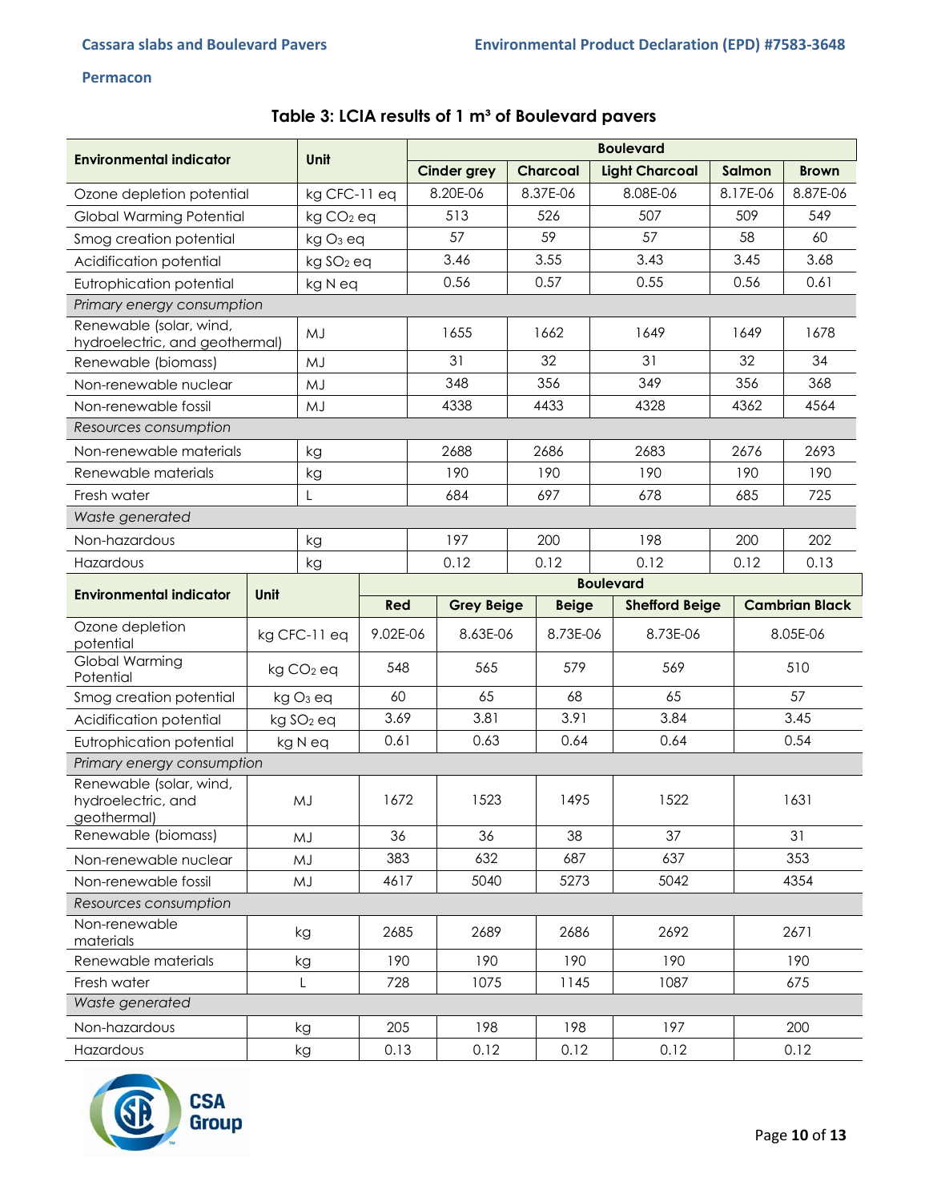## Table 3: LCIA results of 1 m³ of Boulevard pavers

| Environmental indicator | Unit | Boulevard | | | | |
|---|---|---|---|---|---|---|
| | | Cinder grey | Charcoal | Light Charcoal | Salmon | Brown |
| Ozone depletion potential | kg CFC-11 eq | 8.20E-06 | 8.37E-06 | 8.08E-06 | 8.17E-06 | 8.87E-06 |
| Global Warming Potential | kg $CO_2$ eq | 513 | 526 | 507 | 509 | 549 |
| Smog creation potential | kg $O_3$ eq | 57 | 59 | 57 | 58 | 60 |
| Acidification potential | kg $SO_2$ eq | 3.46 | 3.55 | 3.43 | 3.45 | 3.68 |
| Eutrophication potential | kg N eq | 0.56 | 0.57 | 0.55 | 0.56 | 0.61 |
| *Primary energy consumption* | | | | | | |
| Renewable (solar, wind, hydroelectric, and geothermal) | MJ | 1655 | 1662 | 1649 | 1649 | 1678 |
| Renewable (biomass) | MJ | 31 | 32 | 31 | 32 | 34 |
| Non-renewable nuclear | MJ | 348 | 356 | 349 | 356 | 368 |
| Non-renewable fossil | MJ | 4338 | 4433 | 4328 | 4362 | 4564 |
| *Resources consumption* | | | | | | |
| Non-renewable materials | kg | 2688 | 2686 | 2683 | 2676 | 2693 |
| Renewable materials | kg | 190 | 190 | 190 | 190 | 190 |
| Fresh water | L | 684 | 697 | 678 | 685 | 725 |
| *Waste generated* | | | | | | |
| Non-hazardous | kg | 197 | 200 | 198 | 200 | 202 |
| Hazardous | kg | 0.12 | 0.12 | 0.12 | 0.12 | 0.13 |

| Environmental indicator | Unit | Boulevard | | | | |
|---|---|---|---|---|---|---|
| | | Red | Grey Beige | Beige | Shefford Beige | Cambrian Black |
| Ozone depletion potential | kg CFC-11 eq | 9.02E-06 | 8.63E-06 | 8.73E-06 | 8.73E-06 | 8.05E-06 |
| Global Warming Potential | kg $CO_2$ eq | 548 | 565 | 579 | 569 | 510 |
| Smog creation potential | kg $O_3$ eq | 60 | 65 | 68 | 65 | 57 |
| Acidification potential | kg $SO_2$ eq | 3.69 | 3.81 | 3.91 | 3.84 | 3.45 |
| Eutrophication potential | kg N eq | 0.61 | 0.63 | 0.64 | 0.64 | 0.54 |
| *Primary energy consumption* | | | | | | |
| Renewable (solar, wind, hydroelectric, and geothermal) | MJ | 1672 | 1523 | 1495 | 1522 | 1631 |
| Renewable (biomass) | MJ | 36 | 36 | 38 | 37 | 31 |
| Non-renewable nuclear | MJ | 383 | 632 | 687 | 637 | 353 |
| Non-renewable fossil | MJ | 4617 | 5040 | 5273 | 5042 | 4354 |
| *Resources consumption* | | | | | | |
| Non-renewable materials | kg | 2685 | 2689 | 2686 | 2692 | 2671 |
| Renewable materials | kg | 190 | 190 | 190 | 190 | 190 |
| Fresh water | L | 728 | 1075 | 1145 | 1087 | 675 |
| *Waste generated* | | | | | | |
| Non-hazardous | kg | 205 | 198 | 198 | 197 | 200 |
| Hazardous | kg | 0.13 | 0.12 | 0.12 | 0.12 | 0.12 |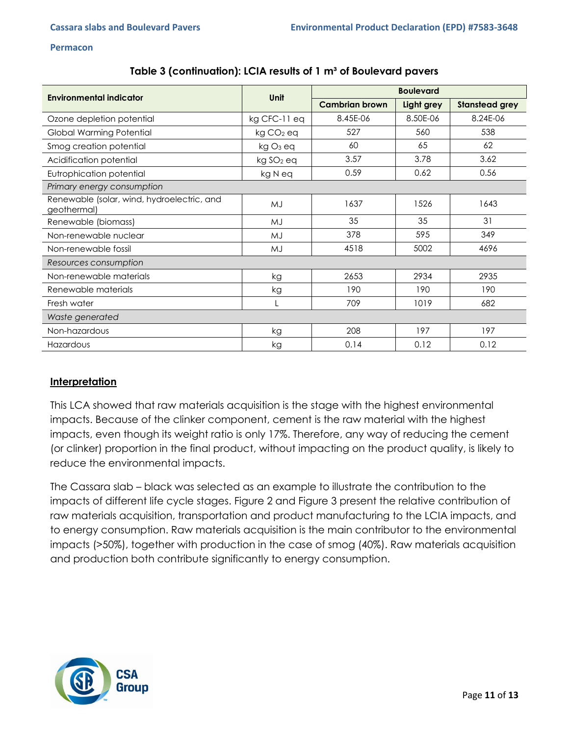**Table 3 (continuation): LCIA results of 1 m³ of Boulevard pavers**

| Environmental indicator | Unit | Boulevard | | |
|---|---|---|---|---|
| | | Cambrian brown | Light grey | Stanstead grey |
| Ozone depletion potential | kg CFC-11 eq | 8.45E-06 | 8.50E-06 | 8.24E-06 |
| Global Warming Potential | kg $CO_2$ eq | 527 | 560 | 538 |
| Smog creation potential | kg $O_3$ eq | 60 | 65 | 62 |
| Acidification potential | kg $SO_2$ eq | 3.57 | 3.78 | 3.62 |
| Eutrophication potential | kg N eq | 0.59 | 0.62 | 0.56 |
| *Primary energy consumption* | | | | |
| Renewable (solar, wind, hydroelectric, and geothermal) | MJ | 1637 | 1526 | 1643 |
| Renewable (biomass) | MJ | 35 | 35 | 31 |
| Non-renewable nuclear | MJ | 378 | 595 | 349 |
| Non-renewable fossil | MJ | 4518 | 5002 | 4696 |
| *Resources consumption* | | | | |
| Non-renewable materials | kg | 2653 | 2934 | 2935 |
| Renewable materials | kg | 190 | 190 | 190 |
| Fresh water | L | 709 | 1019 | 682 |
| *Waste generated* | | | | |
| Non-hazardous | kg | 208 | 197 | 197 |
| Hazardous | kg | 0.14 | 0.12 | 0.12 |

## Interpretation

This LCA showed that raw materials acquisition is the stage with the highest environmental impacts. Because of the clinker component, cement is the raw material with the highest impacts, even though its weight ratio is only 17%. Therefore, any way of reducing the cement (or clinker) proportion in the final product, without impacting on the product quality, is likely to reduce the environmental impacts.

The Cassara slab – black was selected as an example to illustrate the contribution to the impacts of different life cycle stages. Figure 2 and Figure 3 present the relative contribution of raw materials acquisition, transportation and product manufacturing to the LCIA impacts, and to energy consumption. Raw materials acquisition is the main contributor to the environmental impacts (>50%), together with production in the case of smog (40%). Raw materials acquisition and production both contribute significantly to energy consumption.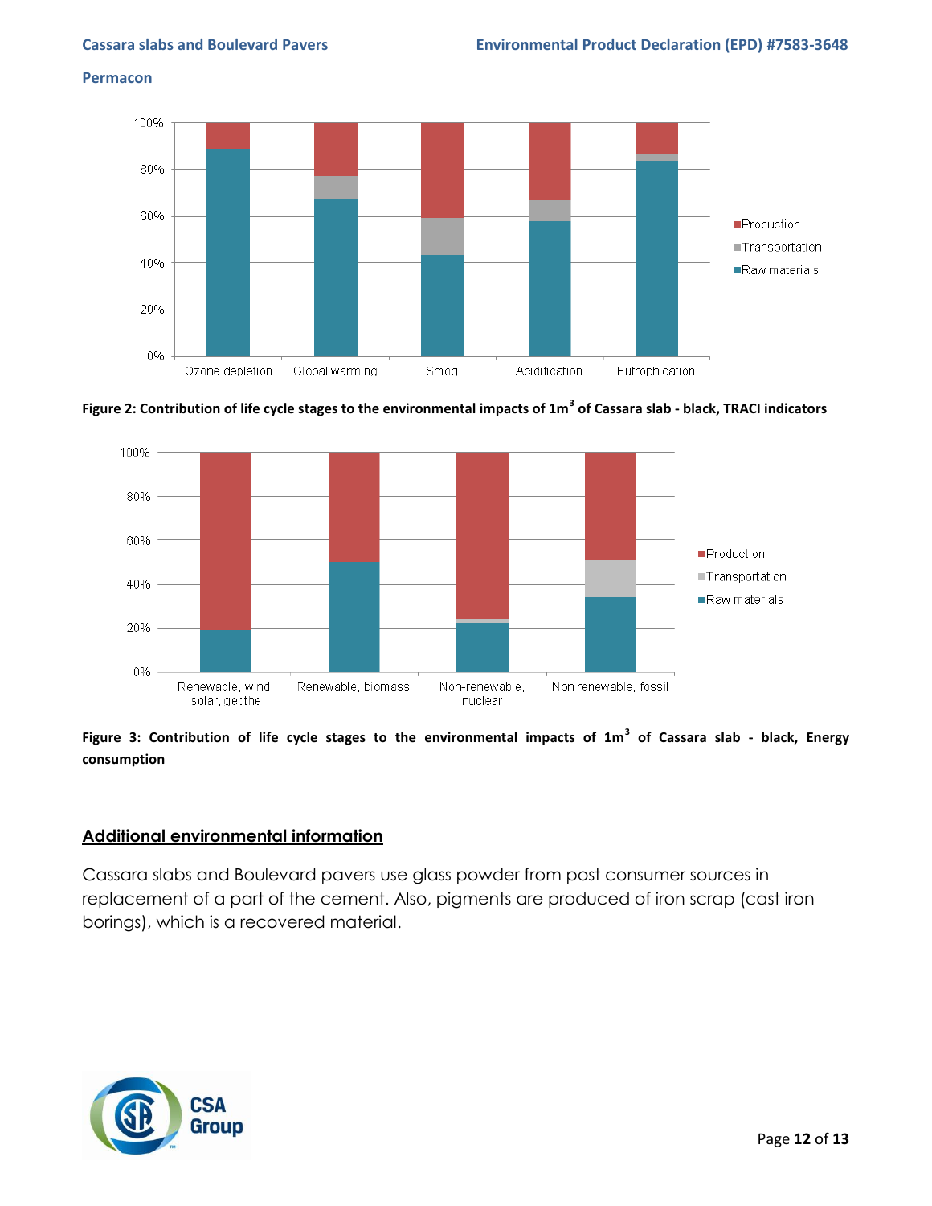Figure 2: Contribution of life cycle stages to the environmental impacts of 1m$^3$ of Cassara slab - black, TRACI indicators

Figure 3: Contribution of life cycle stages to the environmental impacts of 1m$^3$ of Cassara slab - black, Energy consumption

## Additional environmental information

Cassara slabs and Boulevard pavers use glass powder from post consumer sources in replacement of a part of the cement. Also, pigments are produced of iron scrap (cast iron borings), which is a recovered material.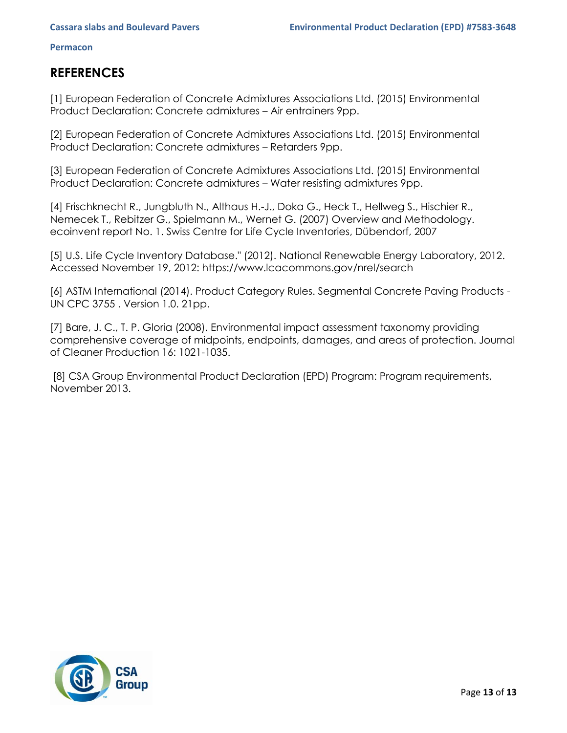## REFERENCES

[1] European Federation of Concrete Admixtures Associations Ltd. (2015) Environmental Product Declaration: Concrete admixtures – Air entrainers 9pp.

[2] European Federation of Concrete Admixtures Associations Ltd. (2015) Environmental Product Declaration: Concrete admixtures – Retarders 9pp.

[3] European Federation of Concrete Admixtures Associations Ltd. (2015) Environmental Product Declaration: Concrete admixtures – Water resisting admixtures 9pp.

[4] Frischknecht R., Jungbluth N., Althaus H.-J., Doka G., Heck T., Hellweg S., Hischier R., Nemecek T., Rebitzer G., Spielmann M., Wernet G. (2007) Overview and Methodology. ecoinvent report No. 1. Swiss Centre for Life Cycle Inventories, Dübendorf, 2007

[5] U.S. Life Cycle Inventory Database." (2012). National Renewable Energy Laboratory, 2012. Accessed November 19, 2012: https://www.lcacommons.gov/nrel/search

[6] ASTM International (2014). Product Category Rules. Segmental Concrete Paving Products - UN CPC 3755 . Version 1.0. 21pp.

[7] Bare, J. C., T. P. Gloria (2008). Environmental impact assessment taxonomy providing comprehensive coverage of midpoints, endpoints, damages, and areas of protection. Journal of Cleaner Production 16: 1021-1035.

[8] CSA Group Environmental Product Declaration (EPD) Program: Program requirements, November 2013.